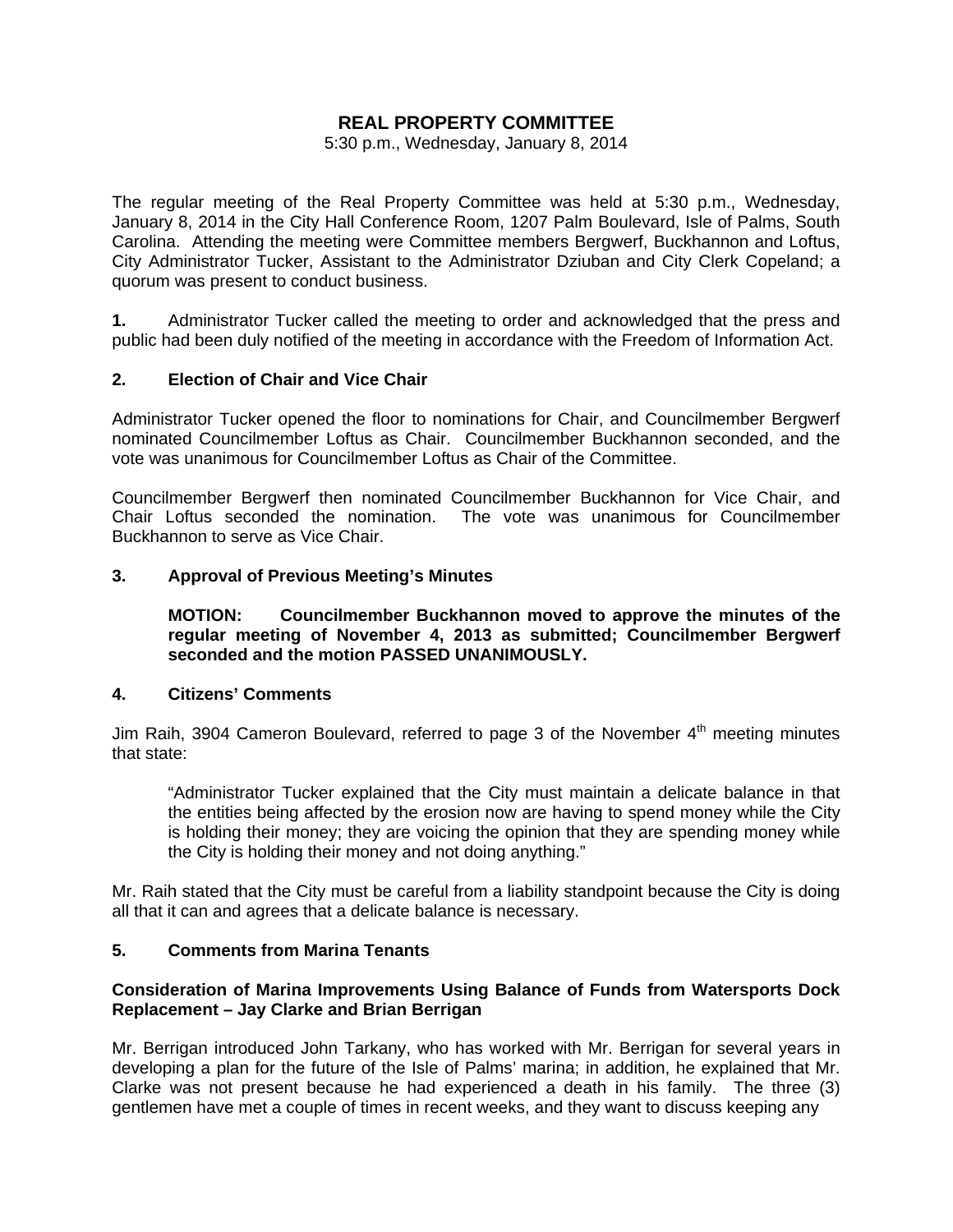# REAL PROPERTY COMMITTEE

5:30 p.m., Wednesday, January 8, 2014

The regular meeting of the Real Property Committee was held at 5:30 p.m., Wednesday, January 8, 2014 in the City Hall Conference Room, 1207 Palm Boulevard, Isle of Palms, South Carolina. Attending the meeting were Committee members Bergwerf, Buckhannon and Loftus, City Administrator Tucker, Assistant to the Administrator Dziuban and City Clerk Copeland; a quorum was present to conduct business.

**1.** Administrator Tucker called the meeting to order and acknowledged that the press and public had been duly notified of the meeting in accordance with the Freedom of Information Act.

**2. Election of Chair and Vice Chair**

Administrator Tucker opened the floor to nominations for Chair, and Councilmember Bergwerf nominated Councilmember Loftus as Chair. Councilmember Buckhannon seconded, and the vote was unanimous for Councilmember Loftus as Chair of the Committee.

Councilmember Bergwerf then nominated Councilmember Buckhannon for Vice Chair, and Chair Loftus seconded the nomination. The vote was unanimous for Councilmember Buckhannon to serve as Vice Chair.

**3. Approval of Previous Meeting's Minutes**

> **MOTION: Councilmember Buckhannon moved to approve the minutes of the regular meeting of November 4, 2013 as submitted; Councilmember Bergwerf seconded and the motion PASSED UNANIMOUSLY.**

**4. Citizens' Comments**

Jim Raih, 3904 Cameron Boulevard, referred to page 3 of the November 4th meeting minutes that state:

> "Administrator Tucker explained that the City must maintain a delicate balance in that the entities being affected by the erosion now are having to spend money while the City is holding their money; they are voicing the opinion that they are spending money while the City is holding their money and not doing anything."

Mr. Raih stated that the City must be careful from a liability standpoint because the City is doing all that it can and agrees that a delicate balance is necessary.

**5. Comments from Marina Tenants**

**Consideration of Marina Improvements Using Balance of Funds from Watersports Dock Replacement – Jay Clarke and Brian Berrigan**

Mr. Berrigan introduced John Tarkany, who has worked with Mr. Berrigan for several years in developing a plan for the future of the Isle of Palms' marina; in addition, he explained that Mr. Clarke was not present because he had experienced a death in his family. The three (3) gentlemen have met a couple of times in recent weeks, and they want to discuss keeping any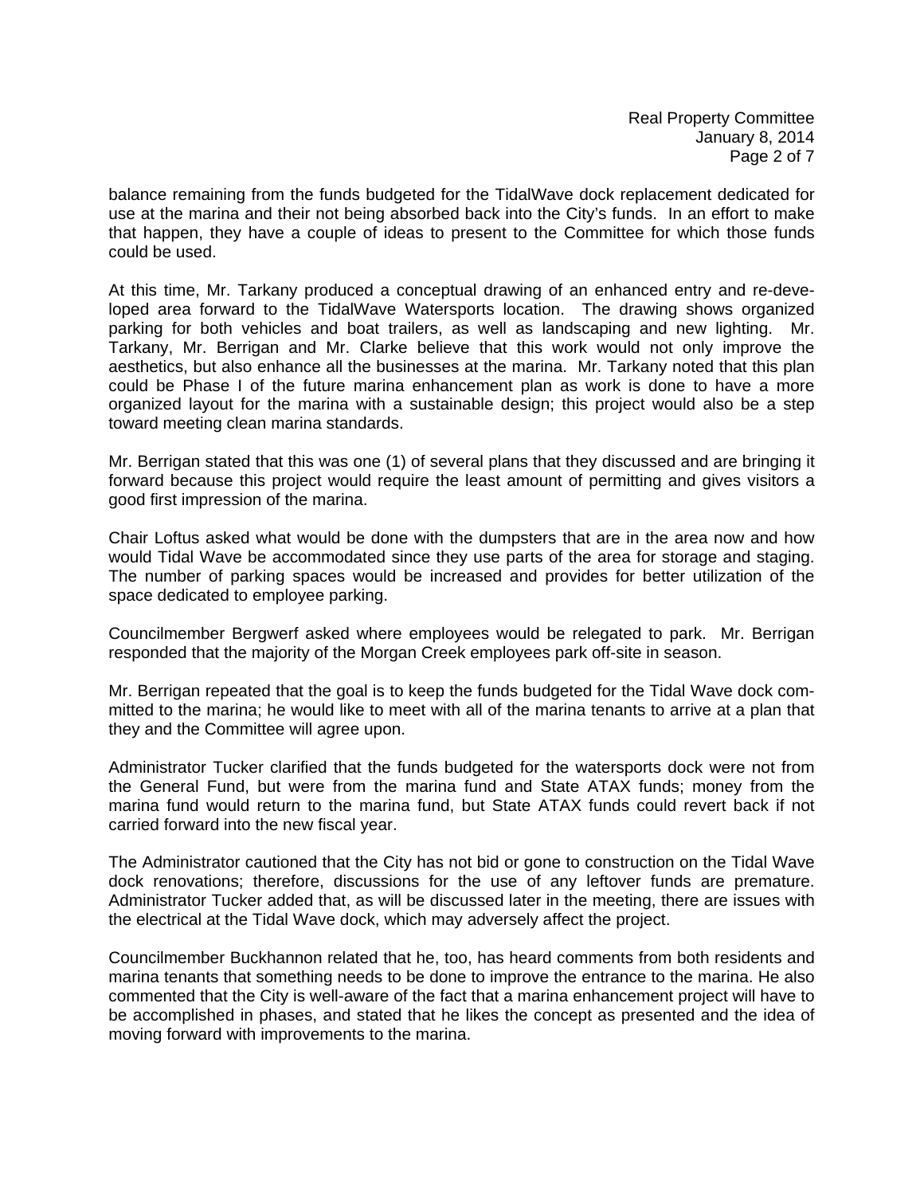balance remaining from the funds budgeted for the TidalWave dock replacement dedicated for use at the marina and their not being absorbed back into the City's funds. In an effort to make that happen, they have a couple of ideas to present to the Committee for which those funds could be used.

At this time, Mr. Tarkany produced a conceptual drawing of an enhanced entry and re-developed area forward to the TidalWave Watersports location. The drawing shows organized parking for both vehicles and boat trailers, as well as landscaping and new lighting. Mr. Tarkany, Mr. Berrigan and Mr. Clarke believe that this work would not only improve the aesthetics, but also enhance all the businesses at the marina. Mr. Tarkany noted that this plan could be Phase I of the future marina enhancement plan as work is done to have a more organized layout for the marina with a sustainable design; this project would also be a step toward meeting clean marina standards.

Mr. Berrigan stated that this was one (1) of several plans that they discussed and are bringing it forward because this project would require the least amount of permitting and gives visitors a good first impression of the marina.

Chair Loftus asked what would be done with the dumpsters that are in the area now and how would Tidal Wave be accommodated since they use parts of the area for storage and staging. The number of parking spaces would be increased and provides for better utilization of the space dedicated to employee parking.

Councilmember Bergwerf asked where employees would be relegated to park. Mr. Berrigan responded that the majority of the Morgan Creek employees park off-site in season.

Mr. Berrigan repeated that the goal is to keep the funds budgeted for the Tidal Wave dock committed to the marina; he would like to meet with all of the marina tenants to arrive at a plan that they and the Committee will agree upon.

Administrator Tucker clarified that the funds budgeted for the watersports dock were not from the General Fund, but were from the marina fund and State ATAX funds; money from the marina fund would return to the marina fund, but State ATAX funds could revert back if not carried forward into the new fiscal year.

The Administrator cautioned that the City has not bid or gone to construction on the Tidal Wave dock renovations; therefore, discussions for the use of any leftover funds are premature. Administrator Tucker added that, as will be discussed later in the meeting, there are issues with the electrical at the Tidal Wave dock, which may adversely affect the project.

Councilmember Buckhannon related that he, too, has heard comments from both residents and marina tenants that something needs to be done to improve the entrance to the marina. He also commented that the City is well-aware of the fact that a marina enhancement project will have to be accomplished in phases, and stated that he likes the concept as presented and the idea of moving forward with improvements to the marina.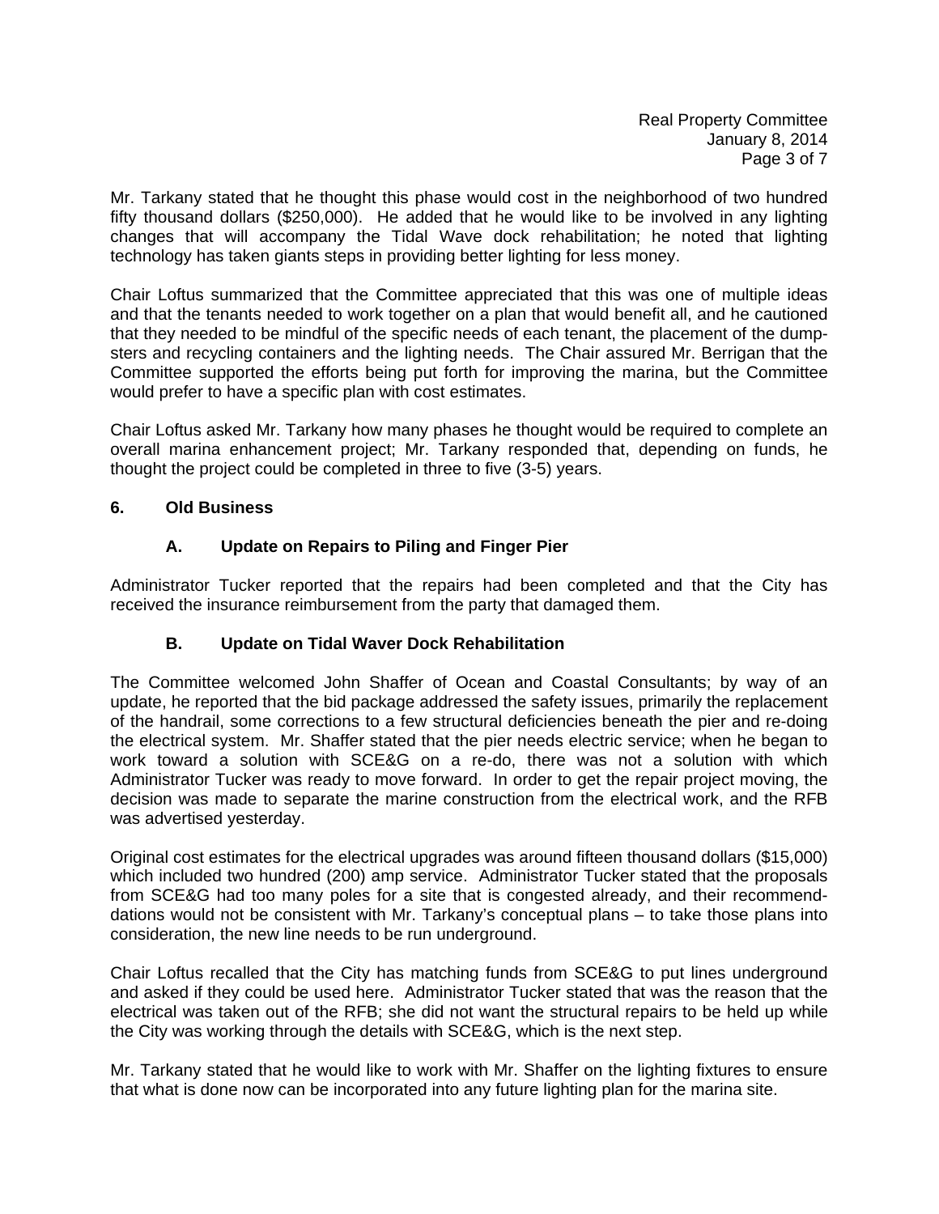Mr. Tarkany stated that he thought this phase would cost in the neighborhood of two hundred fifty thousand dollars ($250,000). He added that he would like to be involved in any lighting changes that will accompany the Tidal Wave dock rehabilitation; he noted that lighting technology has taken giants steps in providing better lighting for less money.

Chair Loftus summarized that the Committee appreciated that this was one of multiple ideas and that the tenants needed to work together on a plan that would benefit all, and he cautioned that they needed to be mindful of the specific needs of each tenant, the placement of the dump-sters and recycling containers and the lighting needs. The Chair assured Mr. Berrigan that the Committee supported the efforts being put forth for improving the marina, but the Committee would prefer to have a specific plan with cost estimates.

Chair Loftus asked Mr. Tarkany how many phases he thought would be required to complete an overall marina enhancement project; Mr. Tarkany responded that, depending on funds, he thought the project could be completed in three to five (3-5) years.

**6. Old Business**

**A. Update on Repairs to Piling and Finger Pier**

Administrator Tucker reported that the repairs had been completed and that the City has received the insurance reimbursement from the party that damaged them.

**B. Update on Tidal Waver Dock Rehabilitation**

The Committee welcomed John Shaffer of Ocean and Coastal Consultants; by way of an update, he reported that the bid package addressed the safety issues, primarily the replacement of the handrail, some corrections to a few structural deficiencies beneath the pier and re-doing the electrical system. Mr. Shaffer stated that the pier needs electric service; when he began to work toward a solution with SCE&G on a re-do, there was not a solution with which Administrator Tucker was ready to move forward. In order to get the repair project moving, the decision was made to separate the marine construction from the electrical work, and the RFB was advertised yesterday.

Original cost estimates for the electrical upgrades was around fifteen thousand dollars ($15,000) which included two hundred (200) amp service. Administrator Tucker stated that the proposals from SCE&G had too many poles for a site that is congested already, and their recommend-dations would not be consistent with Mr. Tarkany's conceptual plans – to take those plans into consideration, the new line needs to be run underground.

Chair Loftus recalled that the City has matching funds from SCE&G to put lines underground and asked if they could be used here. Administrator Tucker stated that was the reason that the electrical was taken out of the RFB; she did not want the structural repairs to be held up while the City was working through the details with SCE&G, which is the next step.

Mr. Tarkany stated that he would like to work with Mr. Shaffer on the lighting fixtures to ensure that what is done now can be incorporated into any future lighting plan for the marina site.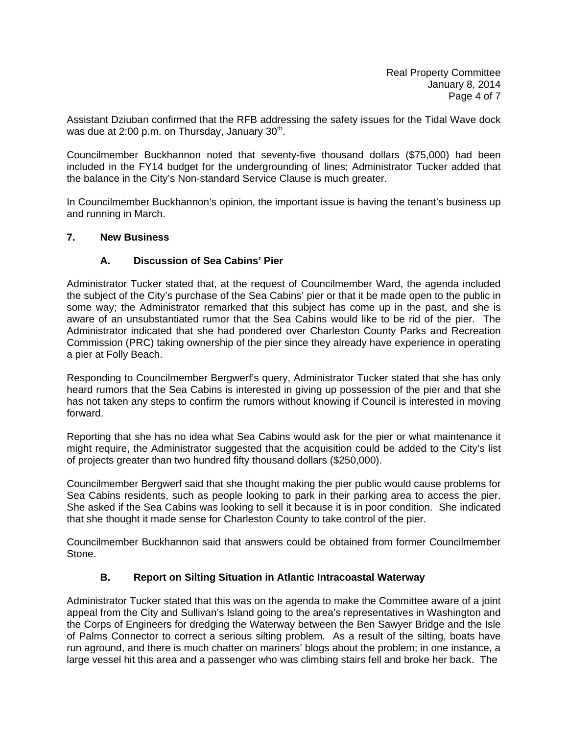Assistant Dziuban confirmed that the RFB addressing the safety issues for the Tidal Wave dock was due at 2:00 p.m. on Thursday, January 30th.

Councilmember Buckhannon noted that seventy-five thousand dollars ($75,000) had been included in the FY14 budget for the undergrounding of lines; Administrator Tucker added that the balance in the City's Non-standard Service Clause is much greater.

In Councilmember Buckhannon's opinion, the important issue is having the tenant's business up and running in March.

**7. New Business**

**A. Discussion of Sea Cabins' Pier**

Administrator Tucker stated that, at the request of Councilmember Ward, the agenda included the subject of the City's purchase of the Sea Cabins' pier or that it be made open to the public in some way; the Administrator remarked that this subject has come up in the past, and she is aware of an unsubstantiated rumor that the Sea Cabins would like to be rid of the pier. The Administrator indicated that she had pondered over Charleston County Parks and Recreation Commission (PRC) taking ownership of the pier since they already have experience in operating a pier at Folly Beach.

Responding to Councilmember Bergwerf's query, Administrator Tucker stated that she has only heard rumors that the Sea Cabins is interested in giving up possession of the pier and that she has not taken any steps to confirm the rumors without knowing if Council is interested in moving forward.

Reporting that she has no idea what Sea Cabins would ask for the pier or what maintenance it might require, the Administrator suggested that the acquisition could be added to the City's list of projects greater than two hundred fifty thousand dollars ($250,000).

Councilmember Bergwerf said that she thought making the pier public would cause problems for Sea Cabins residents, such as people looking to park in their parking area to access the pier. She asked if the Sea Cabins was looking to sell it because it is in poor condition. She indicated that she thought it made sense for Charleston County to take control of the pier.

Councilmember Buckhannon said that answers could be obtained from former Councilmember Stone.

**B. Report on Silting Situation in Atlantic Intracoastal Waterway**

Administrator Tucker stated that this was on the agenda to make the Committee aware of a joint appeal from the City and Sullivan's Island going to the area's representatives in Washington and the Corps of Engineers for dredging the Waterway between the Ben Sawyer Bridge and the Isle of Palms Connector to correct a serious silting problem. As a result of the silting, boats have run aground, and there is much chatter on mariners' blogs about the problem; in one instance, a large vessel hit this area and a passenger who was climbing stairs fell and broke her back. The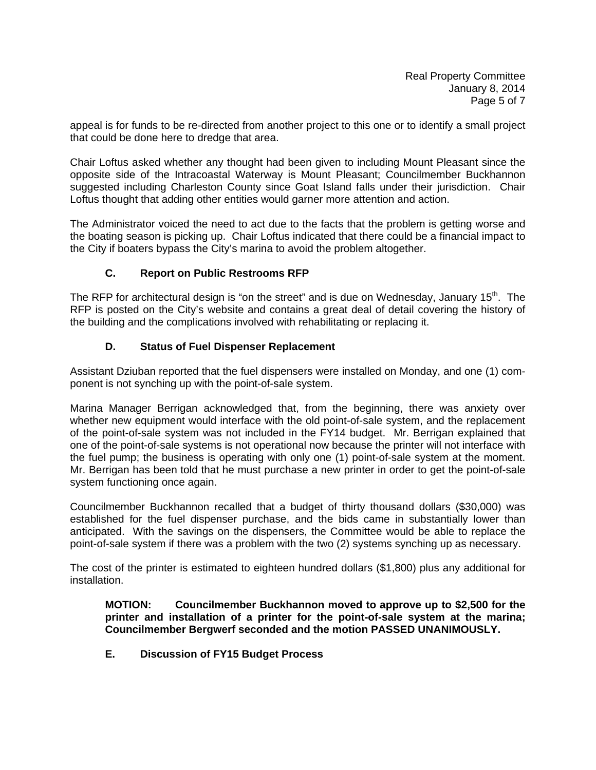appeal is for funds to be re-directed from another project to this one or to identify a small project that could be done here to dredge that area.

Chair Loftus asked whether any thought had been given to including Mount Pleasant since the opposite side of the Intracoastal Waterway is Mount Pleasant; Councilmember Buckhannon suggested including Charleston County since Goat Island falls under their jurisdiction. Chair Loftus thought that adding other entities would garner more attention and action.

The Administrator voiced the need to act due to the facts that the problem is getting worse and the boating season is picking up. Chair Loftus indicated that there could be a financial impact to the City if boaters bypass the City's marina to avoid the problem altogether.

### C. Report on Public Restrooms RFP

The RFP for architectural design is "on the street" and is due on Wednesday, January 15th. The RFP is posted on the City's website and contains a great deal of detail covering the history of the building and the complications involved with rehabilitating or replacing it.

### D. Status of Fuel Dispenser Replacement

Assistant Dziuban reported that the fuel dispensers were installed on Monday, and one (1) component is not synching up with the point-of-sale system.

Marina Manager Berrigan acknowledged that, from the beginning, there was anxiety over whether new equipment would interface with the old point-of-sale system, and the replacement of the point-of-sale system was not included in the FY14 budget. Mr. Berrigan explained that one of the point-of-sale systems is not operational now because the printer will not interface with the fuel pump; the business is operating with only one (1) point-of-sale system at the moment. Mr. Berrigan has been told that he must purchase a new printer in order to get the point-of-sale system functioning once again.

Councilmember Buckhannon recalled that a budget of thirty thousand dollars ($30,000) was established for the fuel dispenser purchase, and the bids came in substantially lower than anticipated. With the savings on the dispensers, the Committee would be able to replace the point-of-sale system if there was a problem with the two (2) systems synching up as necessary.

The cost of the printer is estimated to eighteen hundred dollars ($1,800) plus any additional for installation.

**MOTION: Councilmember Buckhannon moved to approve up to $2,500 for the printer and installation of a printer for the point-of-sale system at the marina; Councilmember Bergwerf seconded and the motion PASSED UNANIMOUSLY.**

### E. Discussion of FY15 Budget Process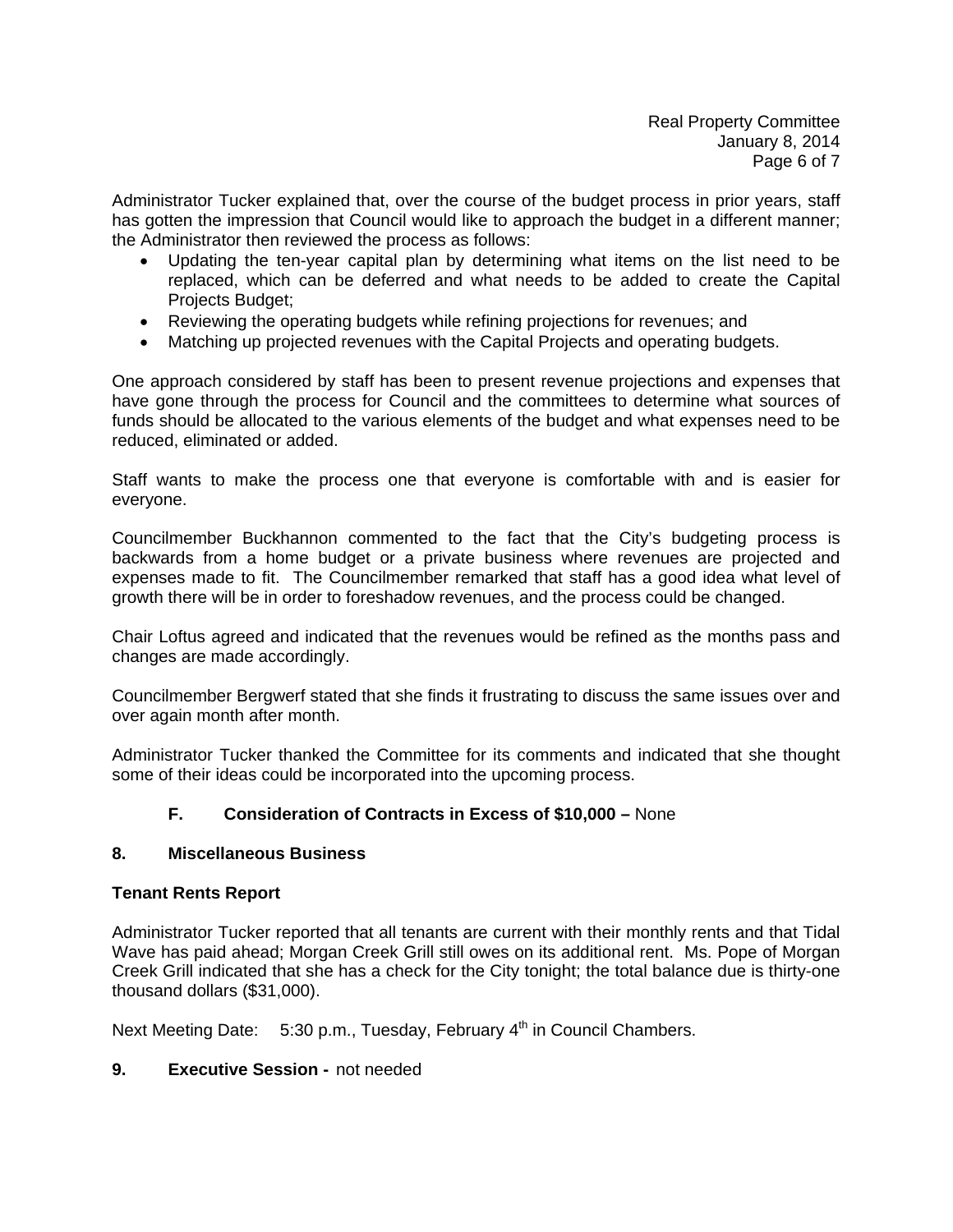Administrator Tucker explained that, over the course of the budget process in prior years, staff has gotten the impression that Council would like to approach the budget in a different manner; the Administrator then reviewed the process as follows:

- Updating the ten-year capital plan by determining what items on the list need to be replaced, which can be deferred and what needs to be added to create the Capital Projects Budget;
- Reviewing the operating budgets while refining projections for revenues; and
- Matching up projected revenues with the Capital Projects and operating budgets.

One approach considered by staff has been to present revenue projections and expenses that have gone through the process for Council and the committees to determine what sources of funds should be allocated to the various elements of the budget and what expenses need to be reduced, eliminated or added.

Staff wants to make the process one that everyone is comfortable with and is easier for everyone.

Councilmember Buckhannon commented to the fact that the City's budgeting process is backwards from a home budget or a private business where revenues are projected and expenses made to fit. The Councilmember remarked that staff has a good idea what level of growth there will be in order to foreshadow revenues, and the process could be changed.

Chair Loftus agreed and indicated that the revenues would be refined as the months pass and changes are made accordingly.

Councilmember Bergwerf stated that she finds it frustrating to discuss the same issues over and over again month after month.

Administrator Tucker thanked the Committee for its comments and indicated that she thought some of their ideas could be incorporated into the upcoming process.

**F. Consideration of Contracts in Excess of $10,000 –** None

**8. Miscellaneous Business**

**Tenant Rents Report**

Administrator Tucker reported that all tenants are current with their monthly rents and that Tidal Wave has paid ahead; Morgan Creek Grill still owes on its additional rent. Ms. Pope of Morgan Creek Grill indicated that she has a check for the City tonight; the total balance due is thirty-one thousand dollars ($31,000).

Next Meeting Date: 5:30 p.m., Tuesday, February 4th in Council Chambers.

**9. Executive Session -** not needed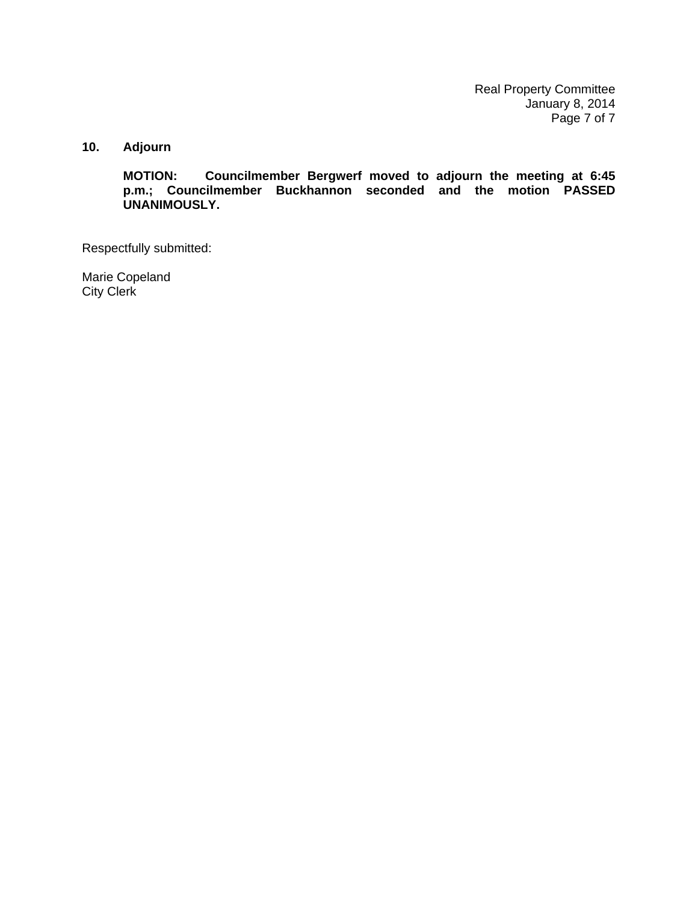**10. Adjourn**

**MOTION: Councilmember Bergwerf moved to adjourn the meeting at 6:45 p.m.; Councilmember Buckhannon seconded and the motion PASSED UNANIMOUSLY.**

Respectfully submitted:

Marie Copeland
City Clerk